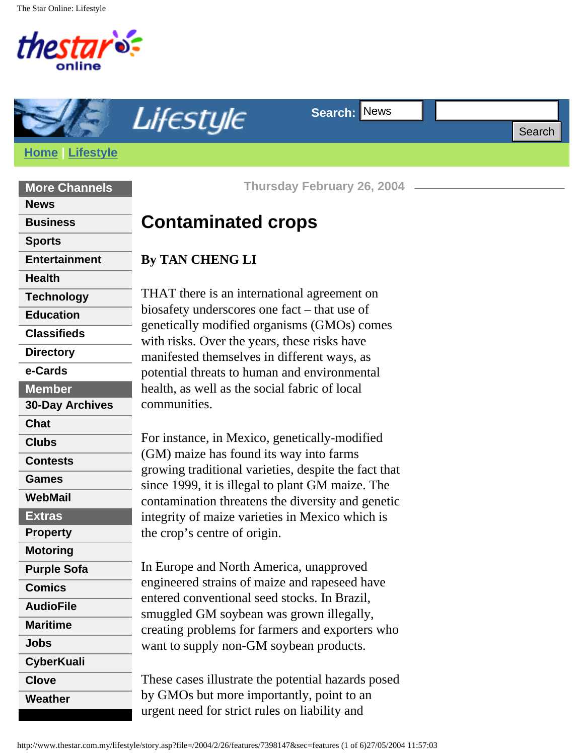Thursday February 26, 2004

# Contaminated crops

**By TAN CHENG LI**

THAT there is an international agreement on biosafety underscores one fact – that use of genetically modified organisms (GMOs) comes with risks. Over the years, these risks have manifested themselves in different ways, as potential threats to human and environmental health, as well as the social fabric of local communities.

For instance, in Mexico, genetically-modified (GM) maize has found its way into farms growing traditional varieties, despite the fact that since 1999, it is illegal to plant GM maize. The contamination threatens the diversity and genetic integrity of maize varieties in Mexico which is the crop's centre of origin.

In Europe and North America, unapproved engineered strains of maize and rapeseed have entered conventional seed stocks. In Brazil, smuggled GM soybean was grown illegally, creating problems for farmers and exporters who want to supply non-GM soybean products.

These cases illustrate the potential hazards posed by GMOs but more importantly, point to an urgent need for strict rules on liability and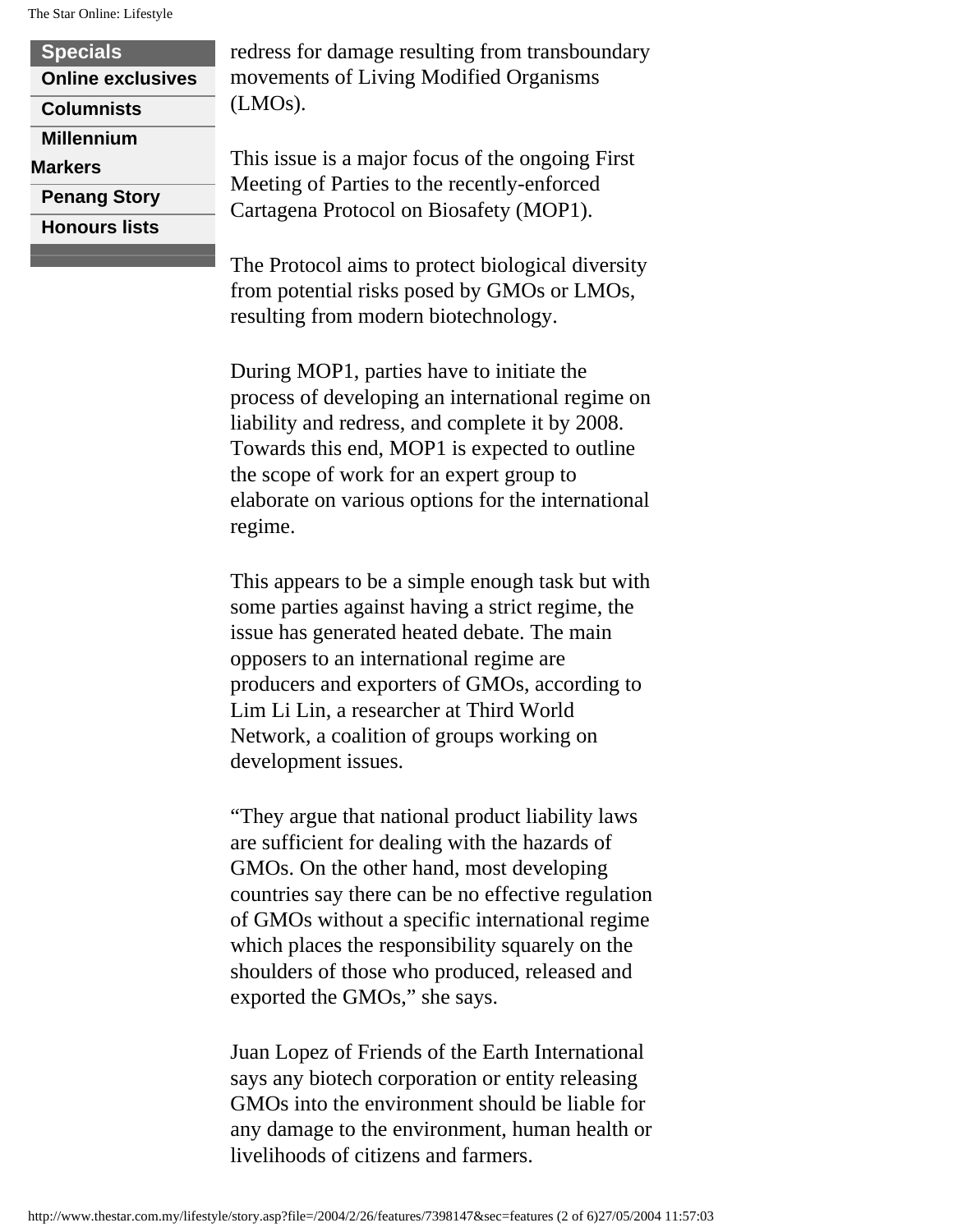redress for damage resulting from transboundary movements of Living Modified Organisms (LMOs).

This issue is a major focus of the ongoing First Meeting of Parties to the recently-enforced Cartagena Protocol on Biosafety (MOP1).

The Protocol aims to protect biological diversity from potential risks posed by GMOs or LMOs, resulting from modern biotechnology.

During MOP1, parties have to initiate the process of developing an international regime on liability and redress, and complete it by 2008. Towards this end, MOP1 is expected to outline the scope of work for an expert group to elaborate on various options for the international regime.

This appears to be a simple enough task but with some parties against having a strict regime, the issue has generated heated debate. The main opposers to an international regime are producers and exporters of GMOs, according to Lim Li Lin, a researcher at Third World Network, a coalition of groups working on development issues.

"They argue that national product liability laws are sufficient for dealing with the hazards of GMOs. On the other hand, most developing countries say there can be no effective regulation of GMOs without a specific international regime which places the responsibility squarely on the shoulders of those who produced, released and exported the GMOs," she says.

Juan Lopez of Friends of the Earth International says any biotech corporation or entity releasing GMOs into the environment should be liable for any damage to the environment, human health or livelihoods of citizens and farmers.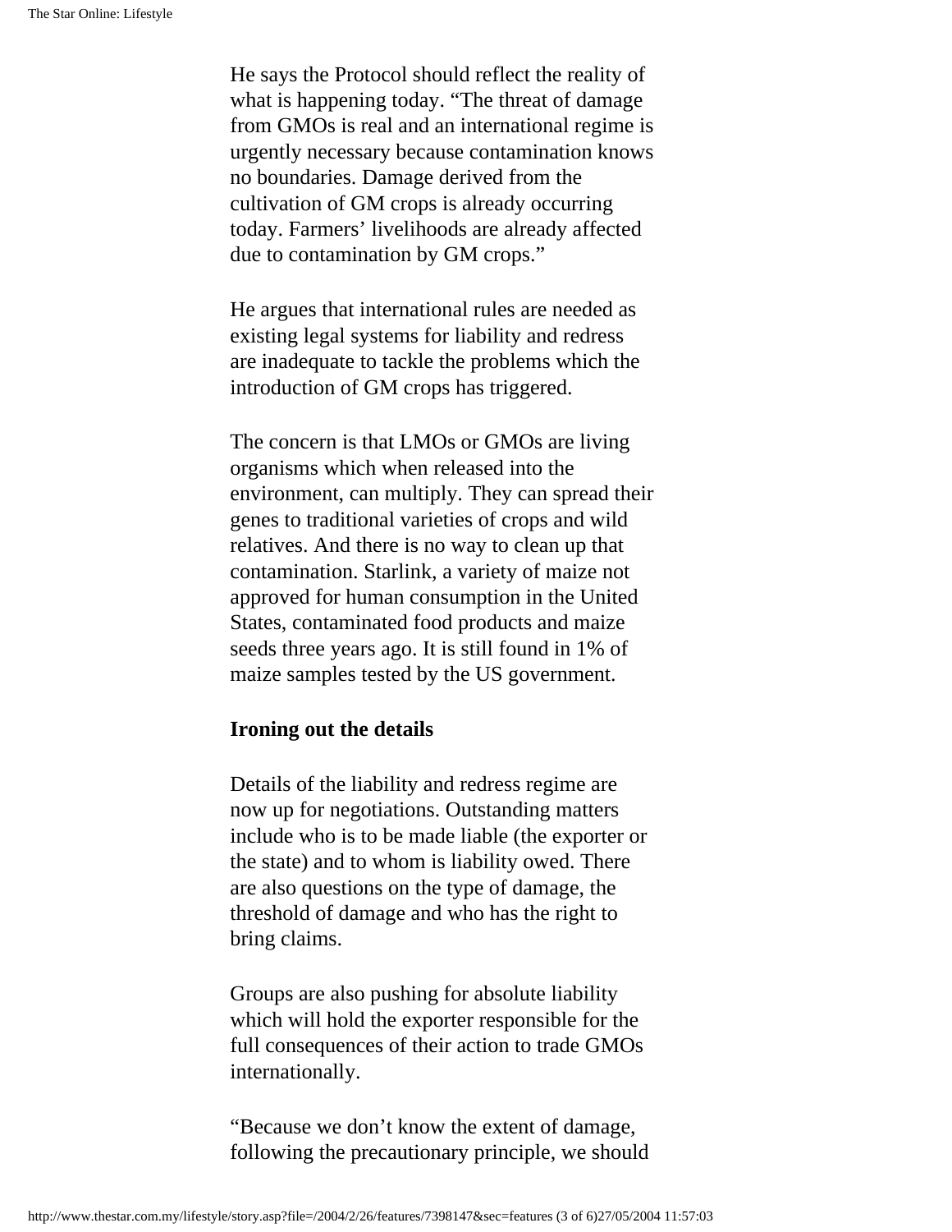He says the Protocol should reflect the reality of what is happening today. “The threat of damage from GMOs is real and an international regime is urgently necessary because contamination knows no boundaries. Damage derived from the cultivation of GM crops is already occurring today. Farmers’ livelihoods are already affected due to contamination by GM crops.”

He argues that international rules are needed as existing legal systems for liability and redress are inadequate to tackle the problems which the introduction of GM crops has triggered.

The concern is that LMOs or GMOs are living organisms which when released into the environment, can multiply. They can spread their genes to traditional varieties of crops and wild relatives. And there is no way to clean up that contamination. Starlink, a variety of maize not approved for human consumption in the United States, contaminated food products and maize seeds three years ago. It is still found in 1% of maize samples tested by the US government.

**Ironing out the details**

Details of the liability and redress regime are now up for negotiations. Outstanding matters include who is to be made liable (the exporter or the state) and to whom is liability owed. There are also questions on the type of damage, the threshold of damage and who has the right to bring claims.

Groups are also pushing for absolute liability which will hold the exporter responsible for the full consequences of their action to trade GMOs internationally.

“Because we don’t know the extent of damage, following the precautionary principle, we should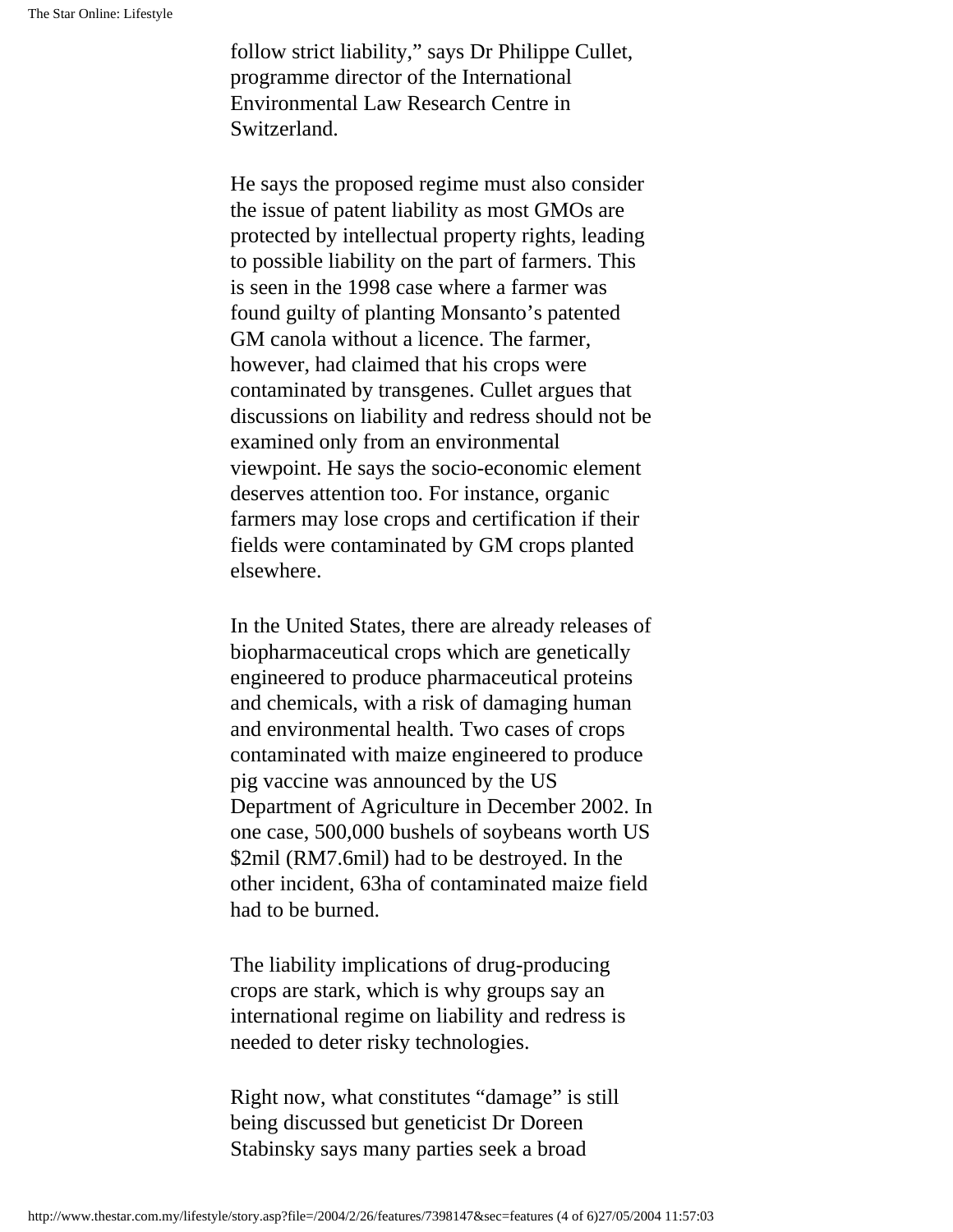follow strict liability," says Dr Philippe Cullet, programme director of the International Environmental Law Research Centre in Switzerland.

He says the proposed regime must also consider the issue of patent liability as most GMOs are protected by intellectual property rights, leading to possible liability on the part of farmers. This is seen in the 1998 case where a farmer was found guilty of planting Monsanto's patented GM canola without a licence. The farmer, however, had claimed that his crops were contaminated by transgenes. Cullet argues that discussions on liability and redress should not be examined only from an environmental viewpoint. He says the socio-economic element deserves attention too. For instance, organic farmers may lose crops and certification if their fields were contaminated by GM crops planted elsewhere.

In the United States, there are already releases of biopharmaceutical crops which are genetically engineered to produce pharmaceutical proteins and chemicals, with a risk of damaging human and environmental health. Two cases of crops contaminated with maize engineered to produce pig vaccine was announced by the US Department of Agriculture in December 2002. In one case, 500,000 bushels of soybeans worth US $2mil (RM7.6mil) had to be destroyed. In the other incident, 63ha of contaminated maize field had to be burned.

The liability implications of drug-producing crops are stark, which is why groups say an international regime on liability and redress is needed to deter risky technologies.

Right now, what constitutes "damage" is still being discussed but geneticist Dr Doreen Stabinsky says many parties seek a broad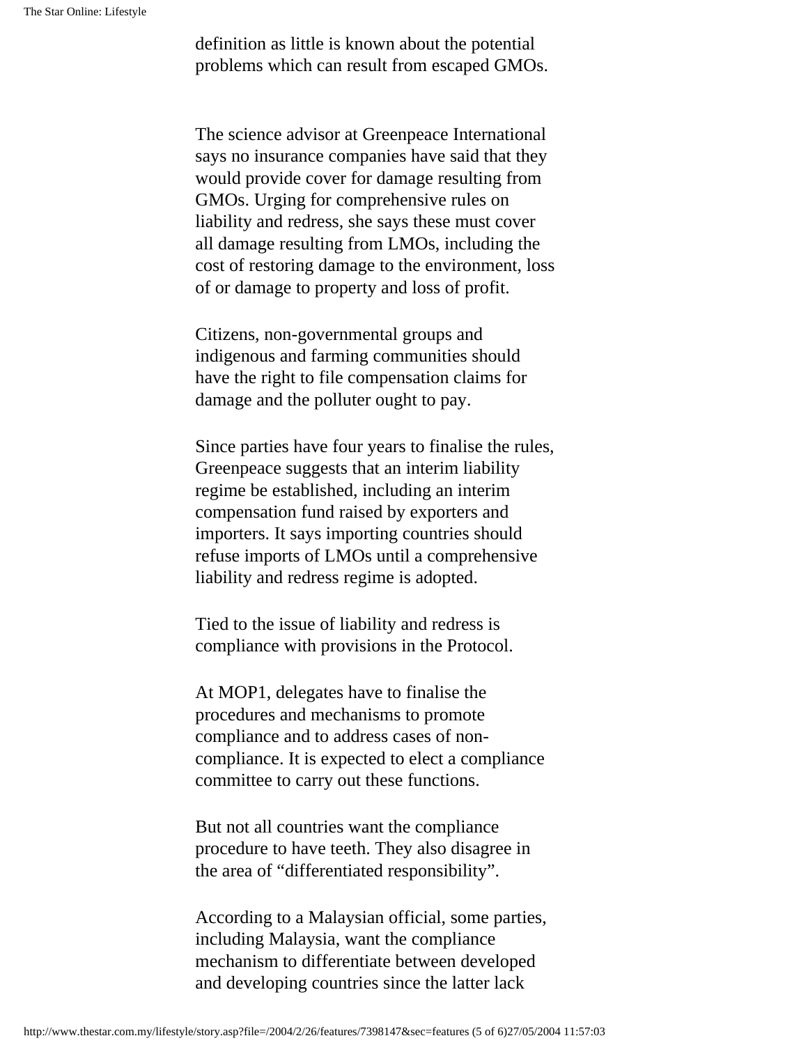definition as little is known about the potential problems which can result from escaped GMOs.

The science advisor at Greenpeace International says no insurance companies have said that they would provide cover for damage resulting from GMOs. Urging for comprehensive rules on liability and redress, she says these must cover all damage resulting from LMOs, including the cost of restoring damage to the environment, loss of or damage to property and loss of profit.

Citizens, non-governmental groups and indigenous and farming communities should have the right to file compensation claims for damage and the polluter ought to pay.

Since parties have four years to finalise the rules, Greenpeace suggests that an interim liability regime be established, including an interim compensation fund raised by exporters and importers. It says importing countries should refuse imports of LMOs until a comprehensive liability and redress regime is adopted.

Tied to the issue of liability and redress is compliance with provisions in the Protocol.

At MOP1, delegates have to finalise the procedures and mechanisms to promote compliance and to address cases of non-compliance. It is expected to elect a compliance committee to carry out these functions.

But not all countries want the compliance procedure to have teeth. They also disagree in the area of "differentiated responsibility".

According to a Malaysian official, some parties, including Malaysia, want the compliance mechanism to differentiate between developed and developing countries since the latter lack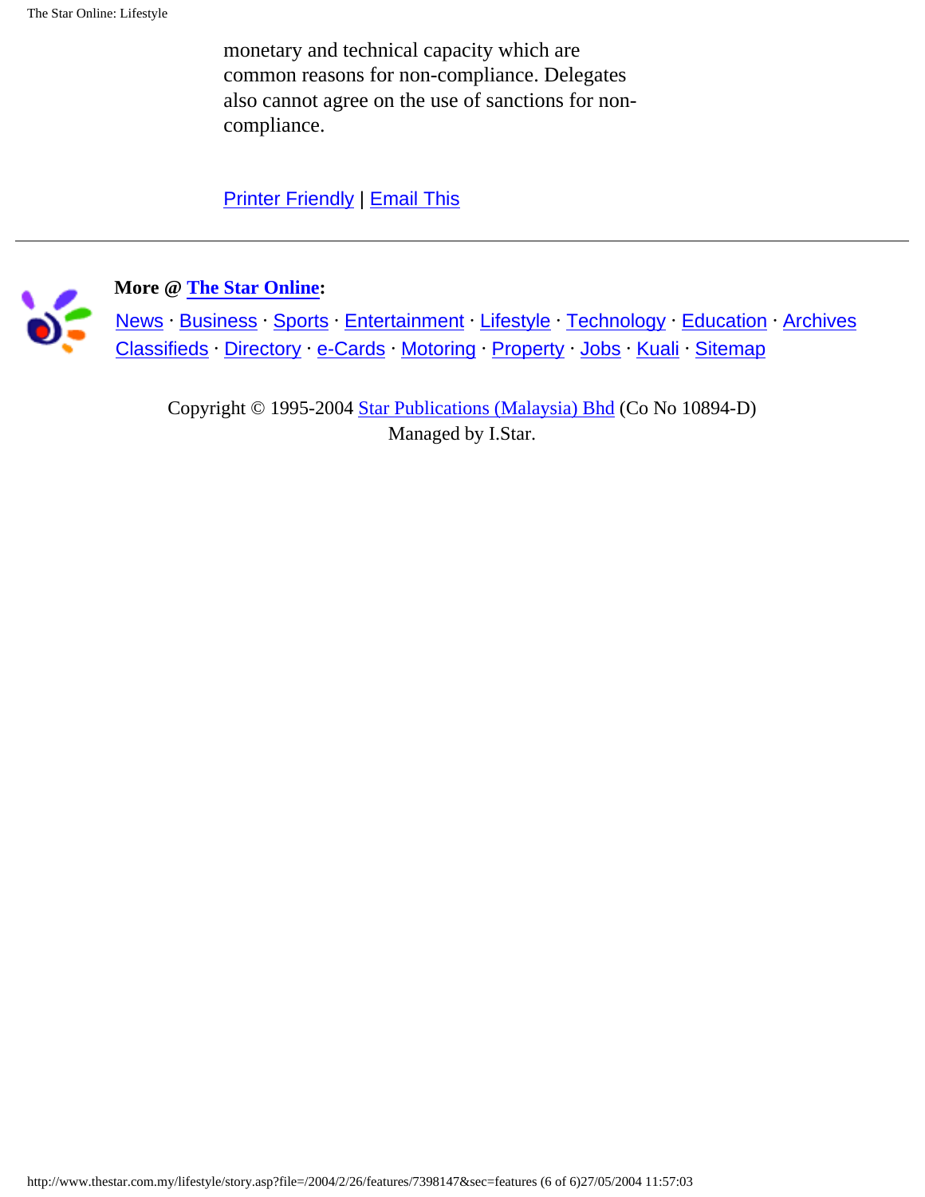monetary and technical capacity which are common reasons for non-compliance. Delegates also cannot agree on the use of sanctions for non-compliance.

Printer Friendly | Email This

---

**More @ The Star Online:**

News · Business · Sports · Entertainment · Lifestyle · Technology · Education · Archives
Classifieds · Directory · e-Cards · Motoring · Property · Jobs · Kuali · Sitemap

Copyright © 1995-2004 Star Publications (Malaysia) Bhd (Co No 10894-D)
Managed by I.Star.